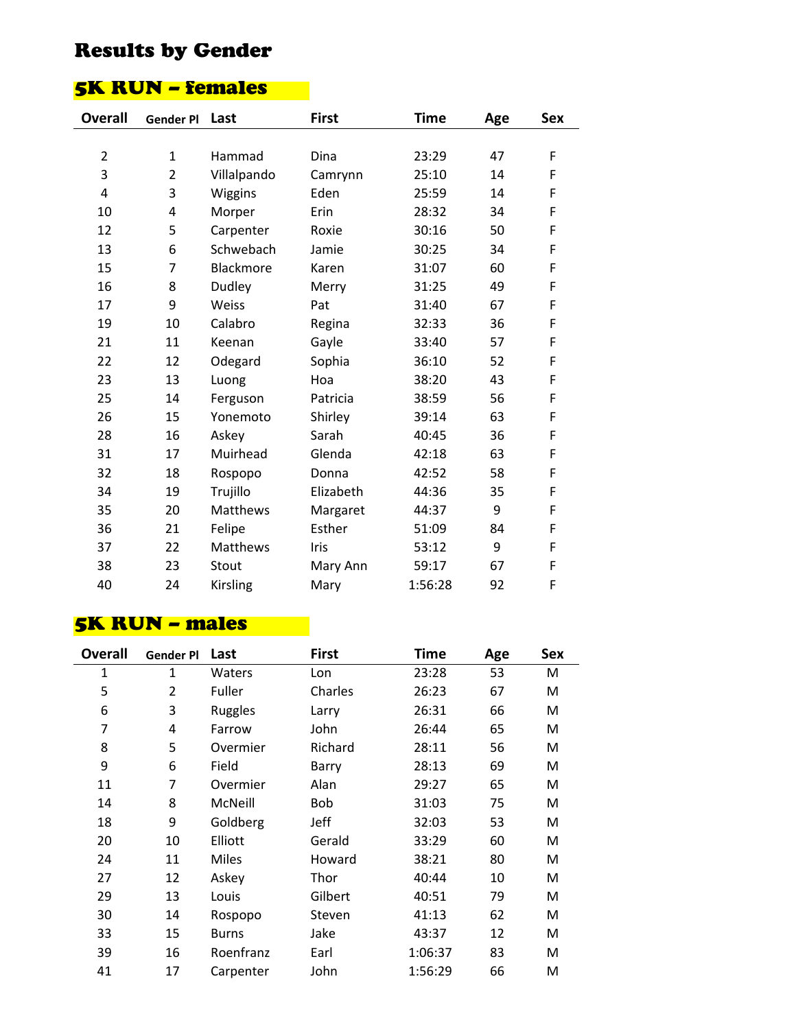# Results by Gender

## 5K RUN – females

| Overall | Gender Pl | Last | First | Time | Age | Sex |
|---|---|---|---|---|---|---|
| 2 | 1 | Hammad | Dina | 23:29 | 47 | F |
| 3 | 2 | Villalpando | Camrynn | 25:10 | 14 | F |
| 4 | 3 | Wiggins | Eden | 25:59 | 14 | F |
| 10 | 4 | Morper | Erin | 28:32 | 34 | F |
| 12 | 5 | Carpenter | Roxie | 30:16 | 50 | F |
| 13 | 6 | Schwebach | Jamie | 30:25 | 34 | F |
| 15 | 7 | Blackmore | Karen | 31:07 | 60 | F |
| 16 | 8 | Dudley | Merry | 31:25 | 49 | F |
| 17 | 9 | Weiss | Pat | 31:40 | 67 | F |
| 19 | 10 | Calabro | Regina | 32:33 | 36 | F |
| 21 | 11 | Keenan | Gayle | 33:40 | 57 | F |
| 22 | 12 | Odegard | Sophia | 36:10 | 52 | F |
| 23 | 13 | Luong | Hoa | 38:20 | 43 | F |
| 25 | 14 | Ferguson | Patricia | 38:59 | 56 | F |
| 26 | 15 | Yonemoto | Shirley | 39:14 | 63 | F |
| 28 | 16 | Askey | Sarah | 40:45 | 36 | F |
| 31 | 17 | Muirhead | Glenda | 42:18 | 63 | F |
| 32 | 18 | Rospopo | Donna | 42:52 | 58 | F |
| 34 | 19 | Trujillo | Elizabeth | 44:36 | 35 | F |
| 35 | 20 | Matthews | Margaret | 44:37 | 9 | F |
| 36 | 21 | Felipe | Esther | 51:09 | 84 | F |
| 37 | 22 | Matthews | Iris | 53:12 | 9 | F |
| 38 | 23 | Stout | Mary Ann | 59:17 | 67 | F |
| 40 | 24 | Kirsling | Mary | 1:56:28 | 92 | F |

## 5K RUN – males

| Overall | Gender Pl | Last | First | Time | Age | Sex |
|---|---|---|---|---|---|---|
| 1 | 1 | Waters | Lon | 23:28 | 53 | M |
| 5 | 2 | Fuller | Charles | 26:23 | 67 | M |
| 6 | 3 | Ruggles | Larry | 26:31 | 66 | M |
| 7 | 4 | Farrow | John | 26:44 | 65 | M |
| 8 | 5 | Overmier | Richard | 28:11 | 56 | M |
| 9 | 6 | Field | Barry | 28:13 | 69 | M |
| 11 | 7 | Overmier | Alan | 29:27 | 65 | M |
| 14 | 8 | McNeill | Bob | 31:03 | 75 | M |
| 18 | 9 | Goldberg | Jeff | 32:03 | 53 | M |
| 20 | 10 | Elliott | Gerald | 33:29 | 60 | M |
| 24 | 11 | Miles | Howard | 38:21 | 80 | M |
| 27 | 12 | Askey | Thor | 40:44 | 10 | M |
| 29 | 13 | Louis | Gilbert | 40:51 | 79 | M |
| 30 | 14 | Rospopo | Steven | 41:13 | 62 | M |
| 33 | 15 | Burns | Jake | 43:37 | 12 | M |
| 39 | 16 | Roenfranz | Earl | 1:06:37 | 83 | M |
| 41 | 17 | Carpenter | John | 1:56:29 | 66 | M |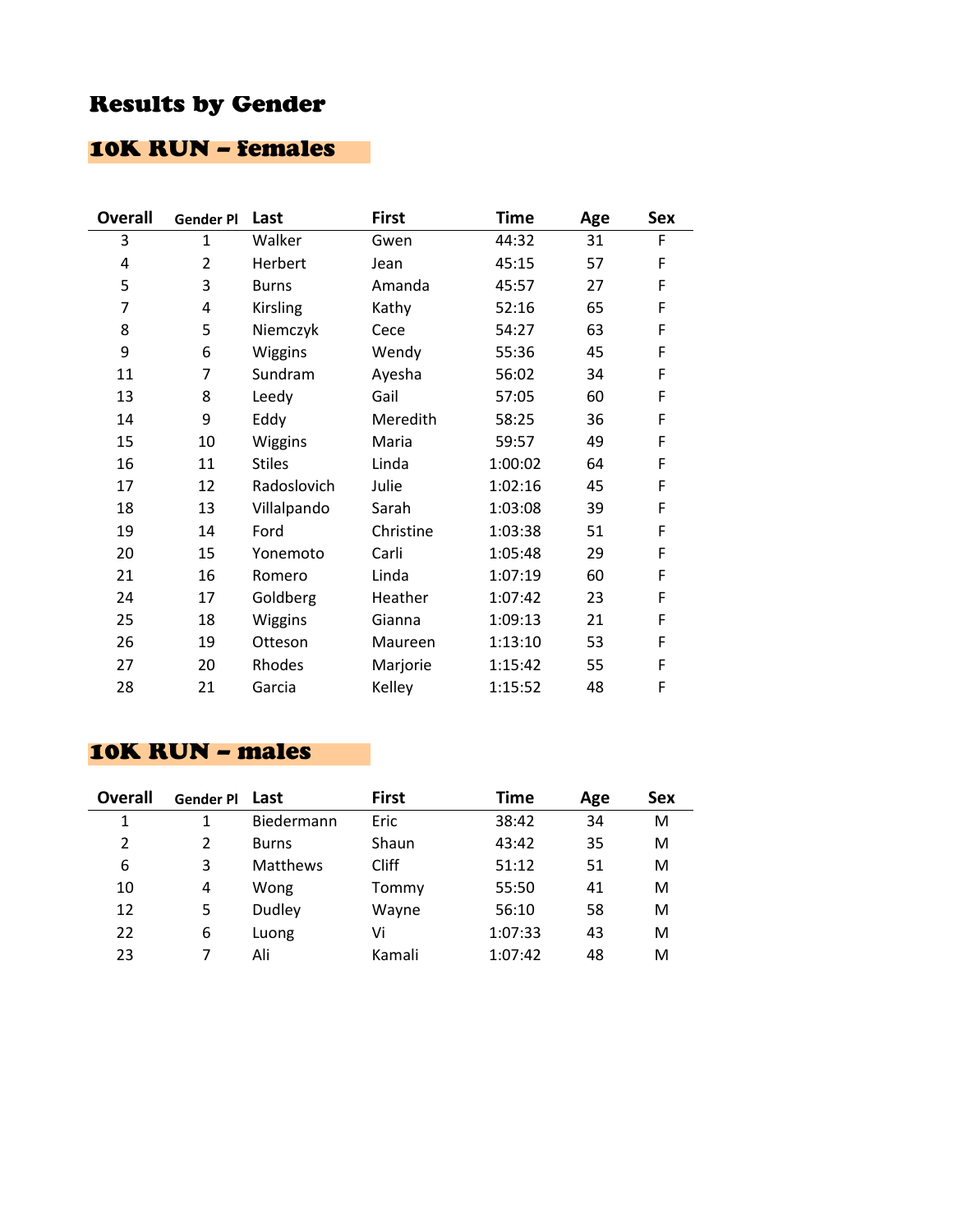# Results by Gender

## 10K RUN – females

| Overall | Gender Pl | Last | First | Time | Age | Sex |
|---|---|---|---|---|---|---|
| 3 | 1 | Walker | Gwen | 44:32 | 31 | F |
| 4 | 2 | Herbert | Jean | 45:15 | 57 | F |
| 5 | 3 | Burns | Amanda | 45:57 | 27 | F |
| 7 | 4 | Kirsling | Kathy | 52:16 | 65 | F |
| 8 | 5 | Niemczyk | Cece | 54:27 | 63 | F |
| 9 | 6 | Wiggins | Wendy | 55:36 | 45 | F |
| 11 | 7 | Sundram | Ayesha | 56:02 | 34 | F |
| 13 | 8 | Leedy | Gail | 57:05 | 60 | F |
| 14 | 9 | Eddy | Meredith | 58:25 | 36 | F |
| 15 | 10 | Wiggins | Maria | 59:57 | 49 | F |
| 16 | 11 | Stiles | Linda | 1:00:02 | 64 | F |
| 17 | 12 | Radoslovich | Julie | 1:02:16 | 45 | F |
| 18 | 13 | Villalpando | Sarah | 1:03:08 | 39 | F |
| 19 | 14 | Ford | Christine | 1:03:38 | 51 | F |
| 20 | 15 | Yonemoto | Carli | 1:05:48 | 29 | F |
| 21 | 16 | Romero | Linda | 1:07:19 | 60 | F |
| 24 | 17 | Goldberg | Heather | 1:07:42 | 23 | F |
| 25 | 18 | Wiggins | Gianna | 1:09:13 | 21 | F |
| 26 | 19 | Otteson | Maureen | 1:13:10 | 53 | F |
| 27 | 20 | Rhodes | Marjorie | 1:15:42 | 55 | F |
| 28 | 21 | Garcia | Kelley | 1:15:52 | 48 | F |

## 10K RUN – males

| Overall | Gender Pl | Last | First | Time | Age | Sex |
|---|---|---|---|---|---|---|
| 1 | 1 | Biedermann | Eric | 38:42 | 34 | M |
| 2 | 2 | Burns | Shaun | 43:42 | 35 | M |
| 6 | 3 | Matthews | Cliff | 51:12 | 51 | M |
| 10 | 4 | Wong | Tommy | 55:50 | 41 | M |
| 12 | 5 | Dudley | Wayne | 56:10 | 58 | M |
| 22 | 6 | Luong | Vi | 1:07:33 | 43 | M |
| 23 | 7 | Ali | Kamali | 1:07:42 | 48 | M |